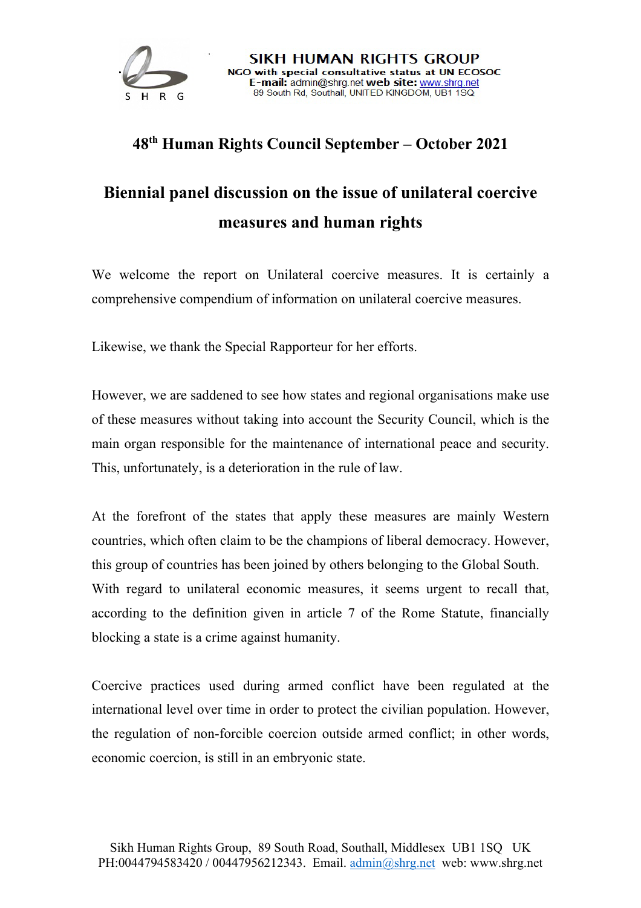SIKH HUMAN RIGHTS GROUP
NGO with special consultative status at UN ECOSOC
**E-mail:** admin@shrg.net **web site:** www.shrg.net
89 South Rd, Southall, UNITED KINGDOM, UB1 1SQ

## 48th Human Rights Council September – October 2021

# Biennial panel discussion on the issue of unilateral coercive measures and human rights

We welcome the report on Unilateral coercive measures. It is certainly a comprehensive compendium of information on unilateral coercive measures.

Likewise, we thank the Special Rapporteur for her efforts.

However, we are saddened to see how states and regional organisations make use of these measures without taking into account the Security Council, which is the main organ responsible for the maintenance of international peace and security. This, unfortunately, is a deterioration in the rule of law.

At the forefront of the states that apply these measures are mainly Western countries, which often claim to be the champions of liberal democracy. However, this group of countries has been joined by others belonging to the Global South. With regard to unilateral economic measures, it seems urgent to recall that, according to the definition given in article 7 of the Rome Statute, financially blocking a state is a crime against humanity.

Coercive practices used during armed conflict have been regulated at the international level over time in order to protect the civilian population. However, the regulation of non-forcible coercion outside armed conflict; in other words, economic coercion, is still in an embryonic state.

Sikh Human Rights Group, 89 South Road, Southall, Middlesex UB1 1SQ UK
PH:0044794583420 / 00447956212343. Email. admin@shrg.net web: www.shrg.net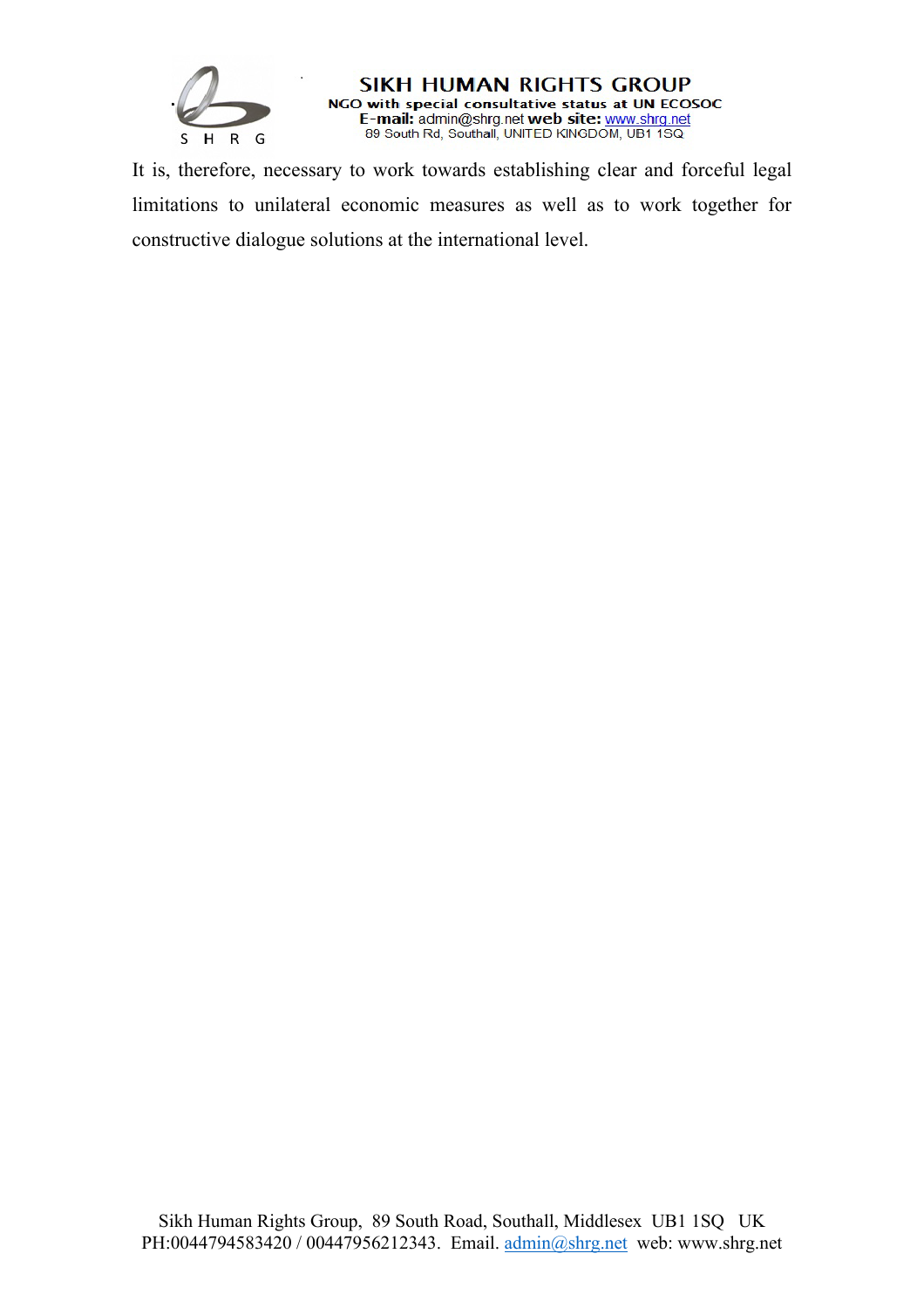It is, therefore, necessary to work towards establishing clear and forceful legal limitations to unilateral economic measures as well as to work together for constructive dialogue solutions at the international level.